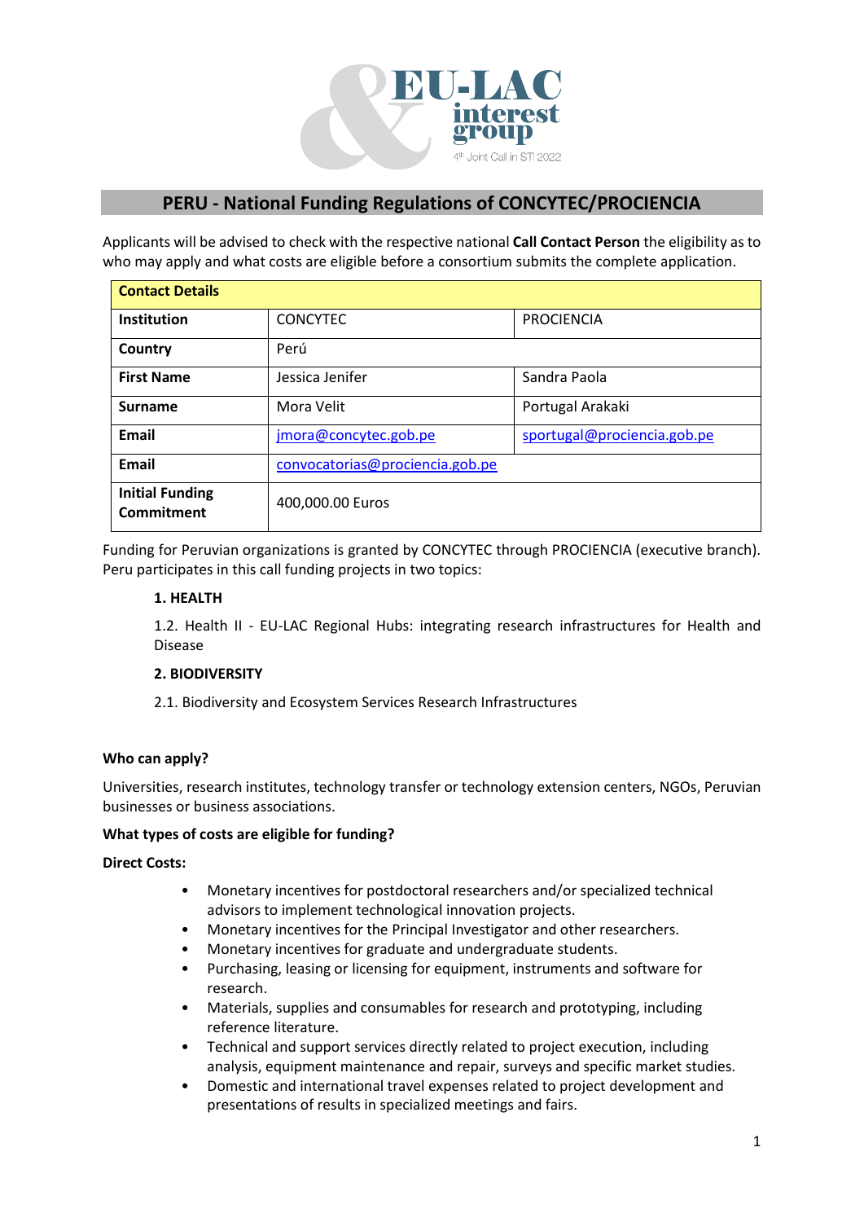## PERU - National Funding Regulations of CONCYTEC/PROCIENCIA

Applicants will be advised to check with the respective national **Call Contact Person** the eligibility as to who may apply and what costs are eligible before a consortium submits the complete application.

| **Contact Details** | | |
|---|---|---|
| **Institution** | CONCYTEC | PROCIENCIA |
| **Country** | Perú | |
| **First Name** | Jessica Jenifer | Sandra Paola |
| **Surname** | Mora Velit | Portugal Arakaki |
| **Email** | jmora@concytec.gob.pe | sportugal@prociencia.gob.pe |
| **Email** | convocatorias@prociencia.gob.pe | |
| **Initial Funding Commitment** | 400,000.00 Euros | |

Funding for Peruvian organizations is granted by CONCYTEC through PROCIENCIA (executive branch). Peru participates in this call funding projects in two topics:

**1. HEALTH**

1.2. Health II - EU-LAC Regional Hubs: integrating research infrastructures for Health and Disease

**2. BIODIVERSITY**

2.1. Biodiversity and Ecosystem Services Research Infrastructures

**Who can apply?**

Universities, research institutes, technology transfer or technology extension centers, NGOs, Peruvian businesses or business associations.

**What types of costs are eligible for funding?**

**Direct Costs:**

- Monetary incentives for postdoctoral researchers and/or specialized technical advisors to implement technological innovation projects.
- Monetary incentives for the Principal Investigator and other researchers.
- Monetary incentives for graduate and undergraduate students.
- Purchasing, leasing or licensing for equipment, instruments and software for research.
- Materials, supplies and consumables for research and prototyping, including reference literature.
- Technical and support services directly related to project execution, including analysis, equipment maintenance and repair, surveys and specific market studies.
- Domestic and international travel expenses related to project development and presentations of results in specialized meetings and fairs.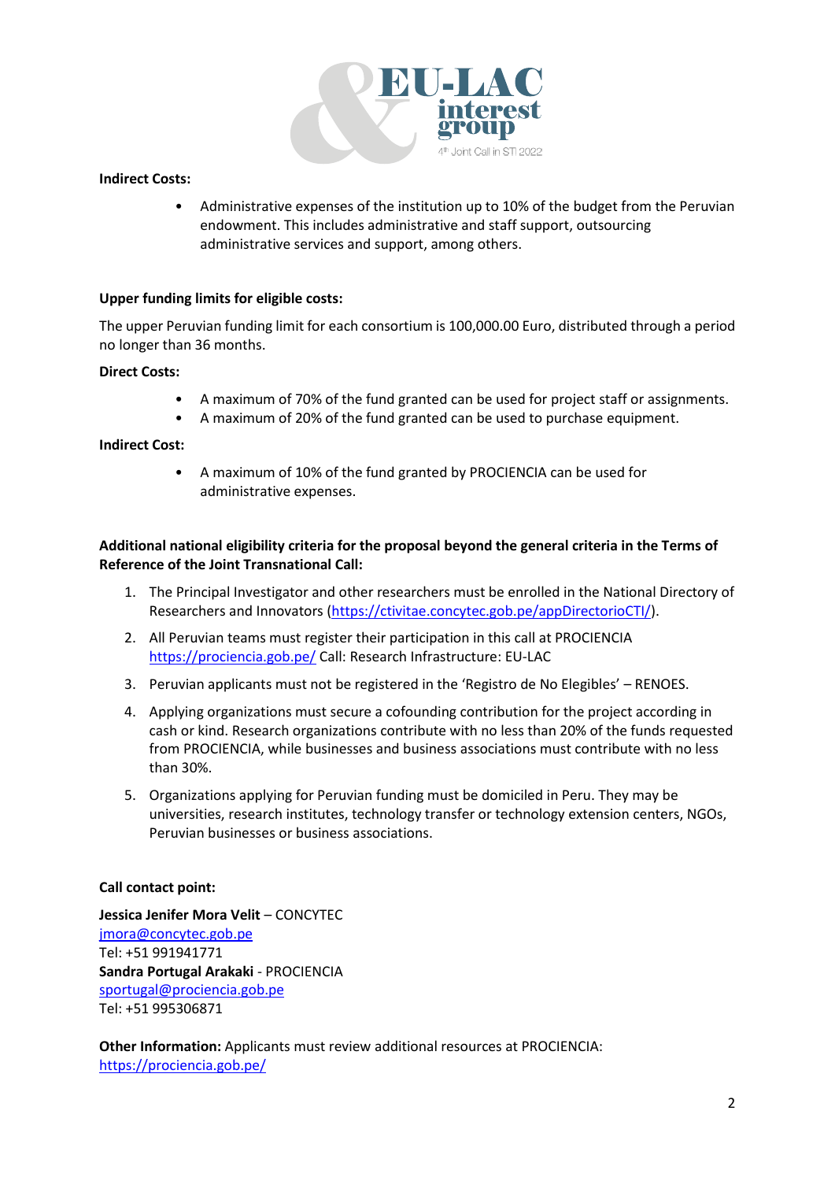**Indirect Costs:**

- Administrative expenses of the institution up to 10% of the budget from the Peruvian endowment. This includes administrative and staff support, outsourcing administrative services and support, among others.

**Upper funding limits for eligible costs:**

The upper Peruvian funding limit for each consortium is 100,000.00 Euro, distributed through a period no longer than 36 months.

**Direct Costs:**

- A maximum of 70% of the fund granted can be used for project staff or assignments.
- A maximum of 20% of the fund granted can be used to purchase equipment.

**Indirect Cost:**

- A maximum of 10% of the fund granted by PROCIENCIA can be used for administrative expenses.

**Additional national eligibility criteria for the proposal beyond the general criteria in the Terms of Reference of the Joint Transnational Call:**

1. The Principal Investigator and other researchers must be enrolled in the National Directory of Researchers and Innovators (https://ctivitae.concytec.gob.pe/appDirectorioCTI/).
2. All Peruvian teams must register their participation in this call at PROCIENCIA https://prociencia.gob.pe/ Call: Research Infrastructure: EU-LAC
3. Peruvian applicants must not be registered in the 'Registro de No Elegibles' – RENOES.
4. Applying organizations must secure a cofounding contribution for the project according in cash or kind. Research organizations contribute with no less than 20% of the funds requested from PROCIENCIA, while businesses and business associations must contribute with no less than 30%.
5. Organizations applying for Peruvian funding must be domiciled in Peru. They may be universities, research institutes, technology transfer or technology extension centers, NGOs, Peruvian businesses or business associations.

**Call contact point:**

**Jessica Jenifer Mora Velit** – CONCYTEC
jmora@concytec.gob.pe
Tel: +51 991941771
**Sandra Portugal Arakaki** - PROCIENCIA
sportugal@prociencia.gob.pe
Tel: +51 995306871

**Other Information:** Applicants must review additional resources at PROCIENCIA: https://prociencia.gob.pe/